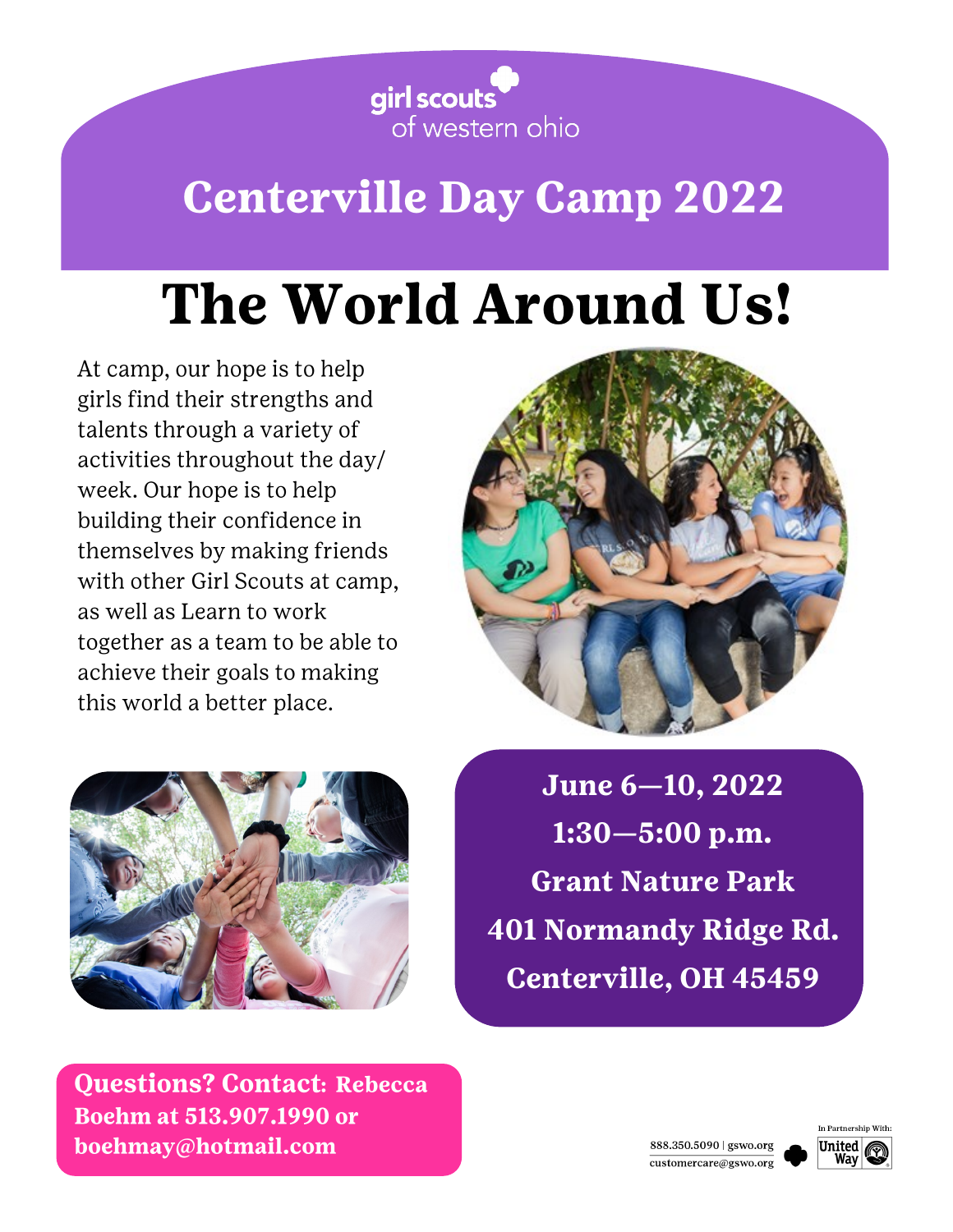girl scouts of western ohio

# Centerville Day Camp 2022

# The World Around Us!

At camp, our hope is to help girls find their strengths and talents through a variety of activities throughout the day/week. Our hope is to help building their confidence in themselves by making friends with other Girl Scouts at camp, as well as Learn to work together as a team to be able to achieve their goals to making this world a better place.

**June 6—10, 2022**
**1:30—5:00 p.m.**
**Grant Nature Park**
**401 Normandy Ridge Rd.**
**Centerville, OH 45459**

**Questions? Contact: Rebecca Boehm at 513.907.1990 or boehmay@hotmail.com**

888.350.5090 | gswo.org
customercare@gswo.org

In Partnership With: United Way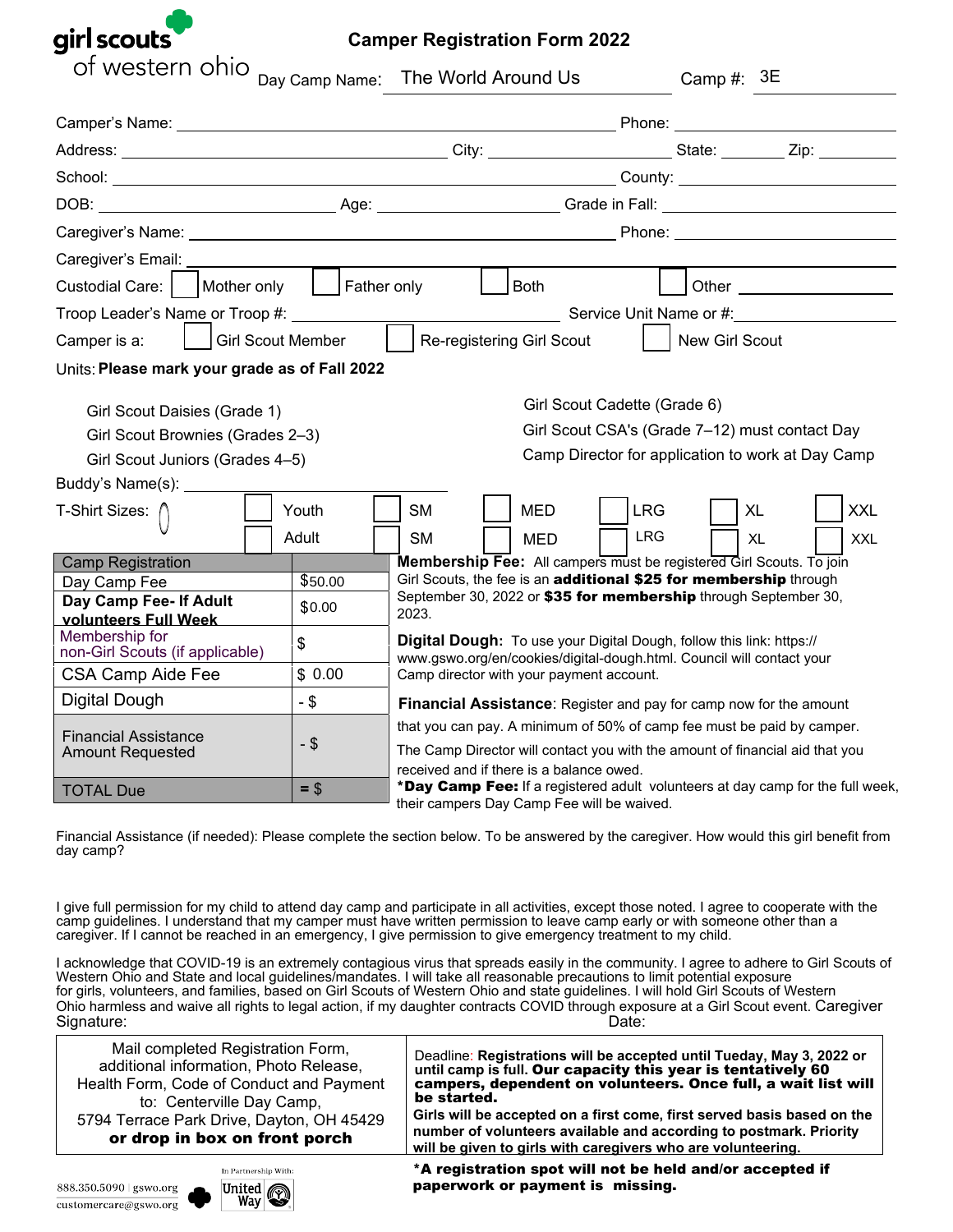girl scouts of western ohio

# Camper Registration Form 2022

Day Camp Name: The World Around Us    Camp #: 3E

Camper's Name: ______________________ Phone: ____________

Address: ______________________ City: ____________ State: ______ Zip: ______

School: ______________________ County: ____________

DOB: ____________ Age: ____________ Grade in Fall: ____________

Caregiver's Name: ______________________ Phone: ____________

Caregiver's Email: ______________________

Custodial Care: ☐ Mother only ☐ Father only ☐ Both ☐ Other ____________

Troop Leader's Name or Troop #: ____________ Service Unit Name or #: ____________

Camper is a: ☐ Girl Scout Member ☐ Re-registering Girl Scout ☐ New Girl Scout

Units: **Please mark your grade as of Fall 2022**

- Girl Scout Daisies (Grade 1)
- Girl Scout Brownies (Grades 2–3)
- Girl Scout Juniors (Grades 4–5)
- Girl Scout Cadette (Grade 6)
- Girl Scout CSA's (Grade 7–12) must contact Day Camp Director for application to work at Day Camp

Buddy's Name(s): ____________

T-Shirt Sizes:

| | | | | | | |
|---|---|---|---|---|---|---|
| ☐ Youth | ☐ SM | ☐ MED | ☐ LRG | ☐ XL | ☐ XXL |
| ☐ Adult | ☐ SM | ☐ MED | ☐ LRG | ☐ XL | ☐ XXL |

| Camp Registration | |
|---|---|
| Day Camp Fee | $50.00 |
| **Day Camp Fee- If Adult volunteers Full Week** | $0.00 |
| Membership for non-Girl Scouts (if applicable) | $ |
| CSA Camp Aide Fee | $ 0.00 |
| Digital Dough | - $ |
| Financial Assistance Amount Requested | - $ |
| TOTAL Due | = $ |

**Membership Fee:** All campers must be registered Girl Scouts. To join Girl Scouts, the fee is an **additional $25 for membership** through September 30, 2022 or **$35 for membership** through September 30, 2023.

**Digital Dough:** To use your Digital Dough, follow this link: https://www.gswo.org/en/cookies/digital-dough.html. Council will contact your Camp director with your payment account.

**Financial Assistance**: Register and pay for camp now for the amount that you can pay. A minimum of 50% of camp fee must be paid by camper. The Camp Director will contact you with the amount of financial aid that you received and if there is a balance owed.

***Day Camp Fee:** If a registered adult volunteers at day camp for the full week, their campers Day Camp Fee will be waived.

Financial Assistance (if needed): Please complete the section below. To be answered by the caregiver. How would this girl benefit from day camp?

I give full permission for my child to attend day camp and participate in all activities, except those noted. I agree to cooperate with the camp guidelines. I understand that my camper must have written permission to leave camp early or with someone other than a caregiver. If I cannot be reached in an emergency, I give permission to give emergency treatment to my child.

I acknowledge that COVID-19 is an extremely contagious virus that spreads easily in the community. I agree to adhere to Girl Scouts of Western Ohio and State and local guidelines/mandates. I will take all reasonable precautions to limit potential exposure for girls, volunteers, and families, based on Girl Scouts of Western Ohio and state guidelines. I will hold Girl Scouts of Western Ohio harmless and waive all rights to legal action, if my daughter contracts COVID through exposure at a Girl Scout event. Caregiver Signature: Date:

Mail completed Registration Form, additional information, Photo Release, Health Form, Code of Conduct and Payment to: Centerville Day Camp, 5794 Terrace Park Drive, Dayton, OH 45429 **or drop in box on front porch**

Deadline: **Registrations will be accepted until Tueday, May 3, 2022 or until camp is full. Our capacity this year is tentatively 60 campers, dependent on volunteers. Once full, a wait list will be started.**

**Girls will be accepted on a first come, first served basis based on the number of volunteers available and according to postmark. Priority will be given to girls with caregivers who are volunteering.**

**\*A registration spot will not be held and/or accepted if paperwork or payment is missing.**

888.350.5090 | gswo.org
customercare@gswo.org

In Partnership With: United Way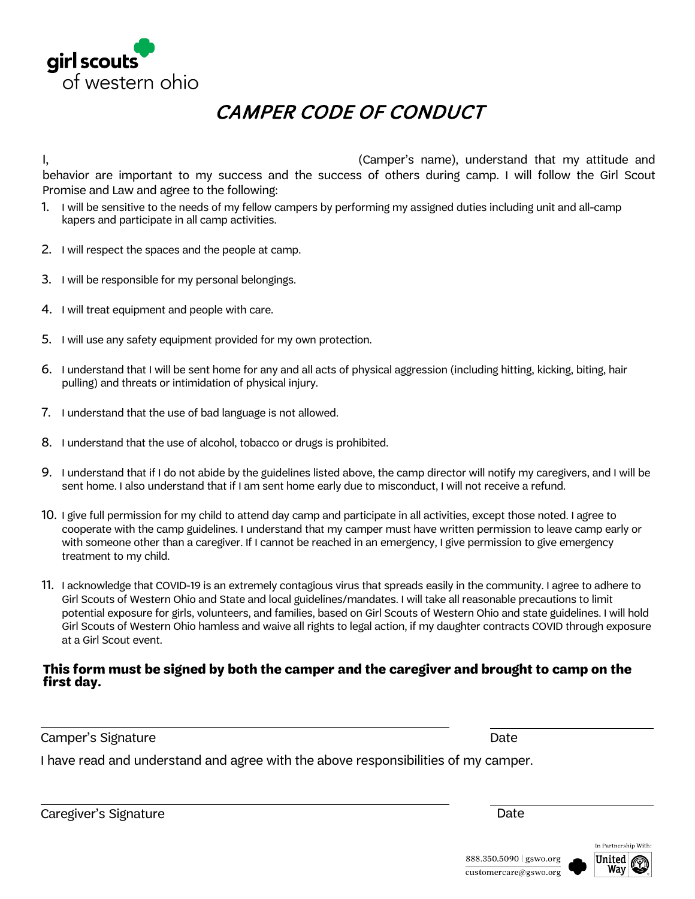girl scouts
of western ohio

# CAMPER CODE OF CONDUCT

I, \_\_\_\_\_\_\_\_\_\_\_\_\_\_\_\_\_\_\_\_\_\_\_\_\_\_\_\_\_\_\_\_\_ (Camper's name), understand that my attitude and behavior are important to my success and the success of others during camp. I will follow the Girl Scout Promise and Law and agree to the following:

1. I will be sensitive to the needs of my fellow campers by performing my assigned duties including unit and all-camp kapers and participate in all camp activities.
2. I will respect the spaces and the people at camp.
3. I will be responsible for my personal belongings.
4. I will treat equipment and people with care.
5. I will use any safety equipment provided for my own protection.
6. I understand that I will be sent home for any and all acts of physical aggression (including hitting, kicking, biting, hair pulling) and threats or intimidation of physical injury.
7. I understand that the use of bad language is not allowed.
8. I understand that the use of alcohol, tobacco or drugs is prohibited.
9. I understand that if I do not abide by the guidelines listed above, the camp director will notify my caregivers, and I will be sent home. I also understand that if I am sent home early due to misconduct, I will not receive a refund.
10. I give full permission for my child to attend day camp and participate in all activities, except those noted. I agree to cooperate with the camp guidelines. I understand that my camper must have written permission to leave camp early or with someone other than a caregiver. If I cannot be reached in an emergency, I give permission to give emergency treatment to my child.
11. I acknowledge that COVID-19 is an extremely contagious virus that spreads easily in the community. I agree to adhere to Girl Scouts of Western Ohio and State and local guidelines/mandates. I will take all reasonable precautions to limit potential exposure for girls, volunteers, and families, based on Girl Scouts of Western Ohio and state guidelines. I will hold Girl Scouts of Western Ohio hamless and waive all rights to legal action, if my daughter contracts COVID through exposure at a Girl Scout event.

**This form must be signed by both the camper and the caregiver and brought to camp on the first day.**

\_\_\_\_\_\_\_\_\_\_\_\_\_\_\_\_\_\_\_\_\_\_\_\_\_\_\_\_\_\_\_\_\_\_\_\_\_\_\_\_\_ \_\_\_\_\_\_\_\_\_\_\_\_\_\_\_\_
Camper's Signature Date

I have read and understand and agree with the above responsibilities of my camper.

\_\_\_\_\_\_\_\_\_\_\_\_\_\_\_\_\_\_\_\_\_\_\_\_\_\_\_\_\_\_\_\_\_\_\_\_\_\_\_\_\_ \_\_\_\_\_\_\_\_\_\_\_\_\_\_\_\_
Caregiver's Signature Date

888.350.5090 | gswo.org
customercare@gswo.org

In Partnership With: United Way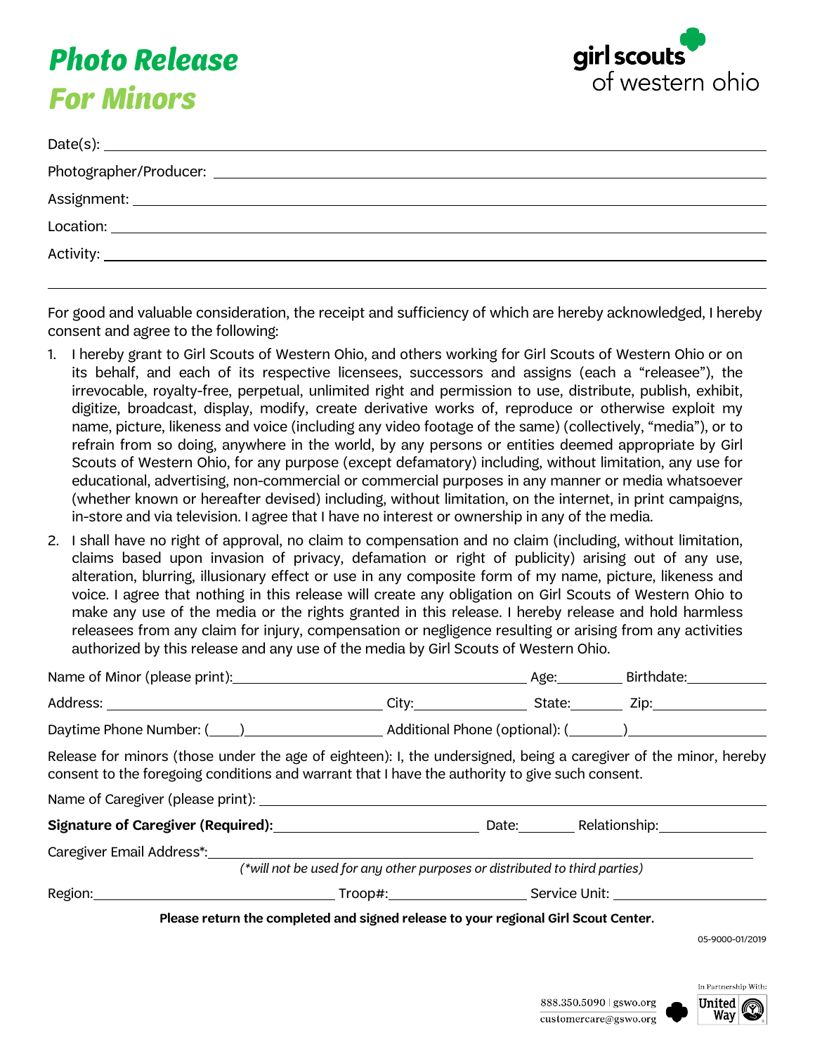# Photo Release

# For Minors

girl scouts of western ohio

Date(s): ______________________________

Photographer/Producer: ______________________________

Assignment: ______________________________

Location: ______________________________

Activity: ______________________________

For good and valuable consideration, the receipt and sufficiency of which are hereby acknowledged, I hereby consent and agree to the following:

1. I hereby grant to Girl Scouts of Western Ohio, and others working for Girl Scouts of Western Ohio or on its behalf, and each of its respective licensees, successors and assigns (each a "releasee"), the irrevocable, royalty-free, perpetual, unlimited right and permission to use, distribute, publish, exhibit, digitize, broadcast, display, modify, create derivative works of, reproduce or otherwise exploit my name, picture, likeness and voice (including any video footage of the same) (collectively, "media"), or to refrain from so doing, anywhere in the world, by any persons or entities deemed appropriate by Girl Scouts of Western Ohio, for any purpose (except defamatory) including, without limitation, any use for educational, advertising, non-commercial or commercial purposes in any manner or media whatsoever (whether known or hereafter devised) including, without limitation, on the internet, in print campaigns, in-store and via television. I agree that I have no interest or ownership in any of the media.

2. I shall have no right of approval, no claim to compensation and no claim (including, without limitation, claims based upon invasion of privacy, defamation or right of publicity) arising out of any use, alteration, blurring, illusionary effect or use in any composite form of my name, picture, likeness and voice. I agree that nothing in this release will create any obligation on Girl Scouts of Western Ohio to make any use of the media or the rights granted in this release. I hereby release and hold harmless releasees from any claim for injury, compensation or negligence resulting or arising from any activities authorized by this release and any use of the media by Girl Scouts of Western Ohio.

Name of Minor (please print): ____________________ Age: ________ Birthdate: ____________

Address: ____________________ City: ____________ State: ________ Zip: ____________

Daytime Phone Number: (____) ____________ Additional Phone (optional): (______) ____________

Release for minors (those under the age of eighteen): I, the undersigned, being a caregiver of the minor, hereby consent to the foregoing conditions and warrant that I have the authority to give such consent.

Name of Caregiver (please print): ______________________________

**Signature of Caregiver (Required):** ____________________ Date: ________ Relationship: ____________

Caregiver Email Address*: ______________________________

*(\*will not be used for any other purposes or distributed to third parties)*

Region: ____________________ Troop#: ____________ Service Unit: ____________

**Please return the completed and signed release to your regional Girl Scout Center.**

05-9000-01/2019

888.350.5090 | gswo.org
customercare@gswo.org

In Partnership With: United Way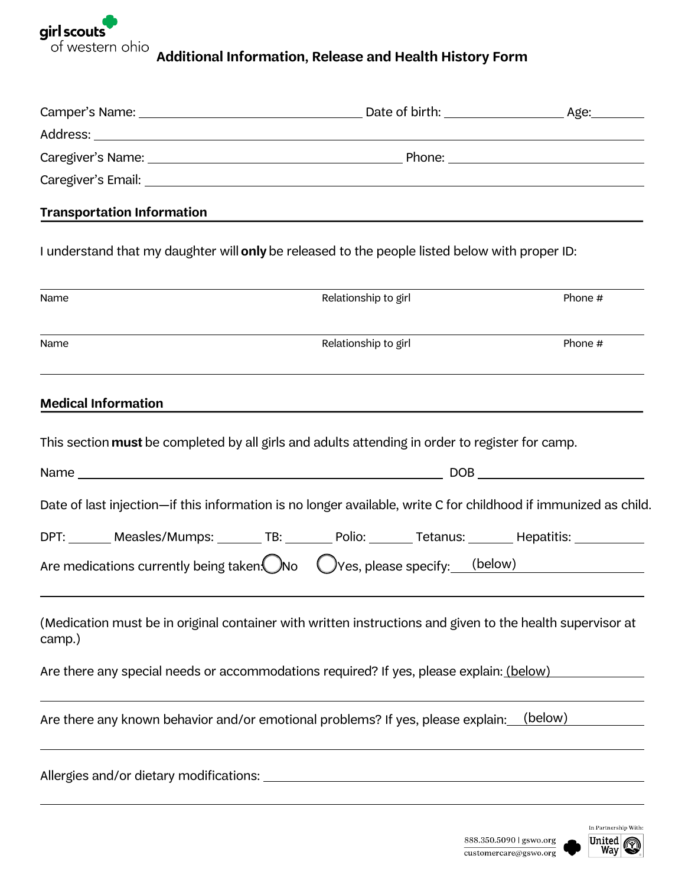girl scouts of western ohio

# Additional Information, Release and Health History Form

Camper's Name: ______________________ Date of birth: ______________ Age: ________

Address: ______________________________________________

Caregiver's Name: ______________________ Phone: ______________________

Caregiver's Email: ______________________________________________

## Transportation Information

I understand that my daughter will **only** be released to the people listed below with proper ID:

| Name | Relationship to girl | Phone # |
|---|---|---|
| | | |
| | | |

## Medical Information

This section **must** be completed by all girls and adults attending in order to register for camp.

Name ______________________________ DOB ______________

Date of last injection—if this information is no longer available, write C for childhood if immunized as child.

DPT: ______ Measles/Mumps: ______ TB: ______ Polio: ______ Tetanus: ______ Hepatitis: ______

Are medications currently being taken: ◯ No ◯ Yes, please specify: (below)

______________________________________________

(Medication must be in original container with written instructions and given to the health supervisor at camp.)

Are there any special needs or accommodations required? If yes, please explain: (below)

______________________________________________

Are there any known behavior and/or emotional problems? If yes, please explain: (below)

______________________________________________

Allergies and/or dietary modifications: ______________________________

______________________________________________

888.350.5090 | gswo.org
customercare@gswo.org

In Partnership With: United Way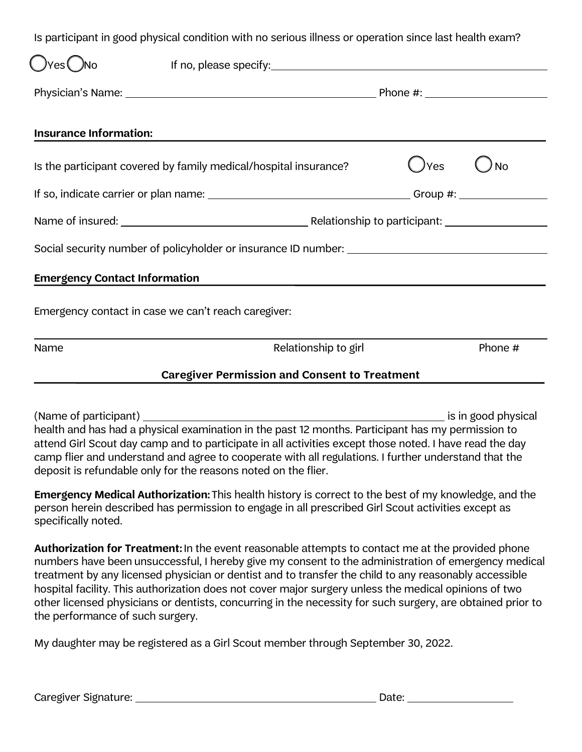Is participant in good physical condition with no serious illness or operation since last health exam?

◯ Yes ◯ No If no, please specify: ____________________

Physician's Name: ____________________ Phone #: ____________________

**Insurance Information:**

Is the participant covered by family medical/hospital insurance? ◯ Yes ◯ No

If so, indicate carrier or plan name: ____________________ Group #: ____________________

Name of insured: ____________________ Relationship to participant: ____________________

Social security number of policyholder or insurance ID number: ____________________

**Emergency Contact Information**

Emergency contact in case we can't reach caregiver:

____________________

Name Relationship to girl Phone #

**Caregiver Permission and Consent to Treatment**

(Name of participant) ____________________ is in good physical health and has had a physical examination in the past 12 months. Participant has my permission to attend Girl Scout day camp and to participate in all activities except those noted. I have read the day camp flier and understand and agree to cooperate with all regulations. I further understand that the deposit is refundable only for the reasons noted on the flier.

**Emergency Medical Authorization:** This health history is correct to the best of my knowledge, and the person herein described has permission to engage in all prescribed Girl Scout activities except as specifically noted.

**Authorization for Treatment:** In the event reasonable attempts to contact me at the provided phone numbers have been unsuccessful, I hereby give my consent to the administration of emergency medical treatment by any licensed physician or dentist and to transfer the child to any reasonably accessible hospital facility. This authorization does not cover major surgery unless the medical opinions of two other licensed physicians or dentists, concurring in the necessity for such surgery, are obtained prior to the performance of such surgery.

My daughter may be registered as a Girl Scout member through September 30, 2022.

Caregiver Signature: ____________________ Date: ____________________